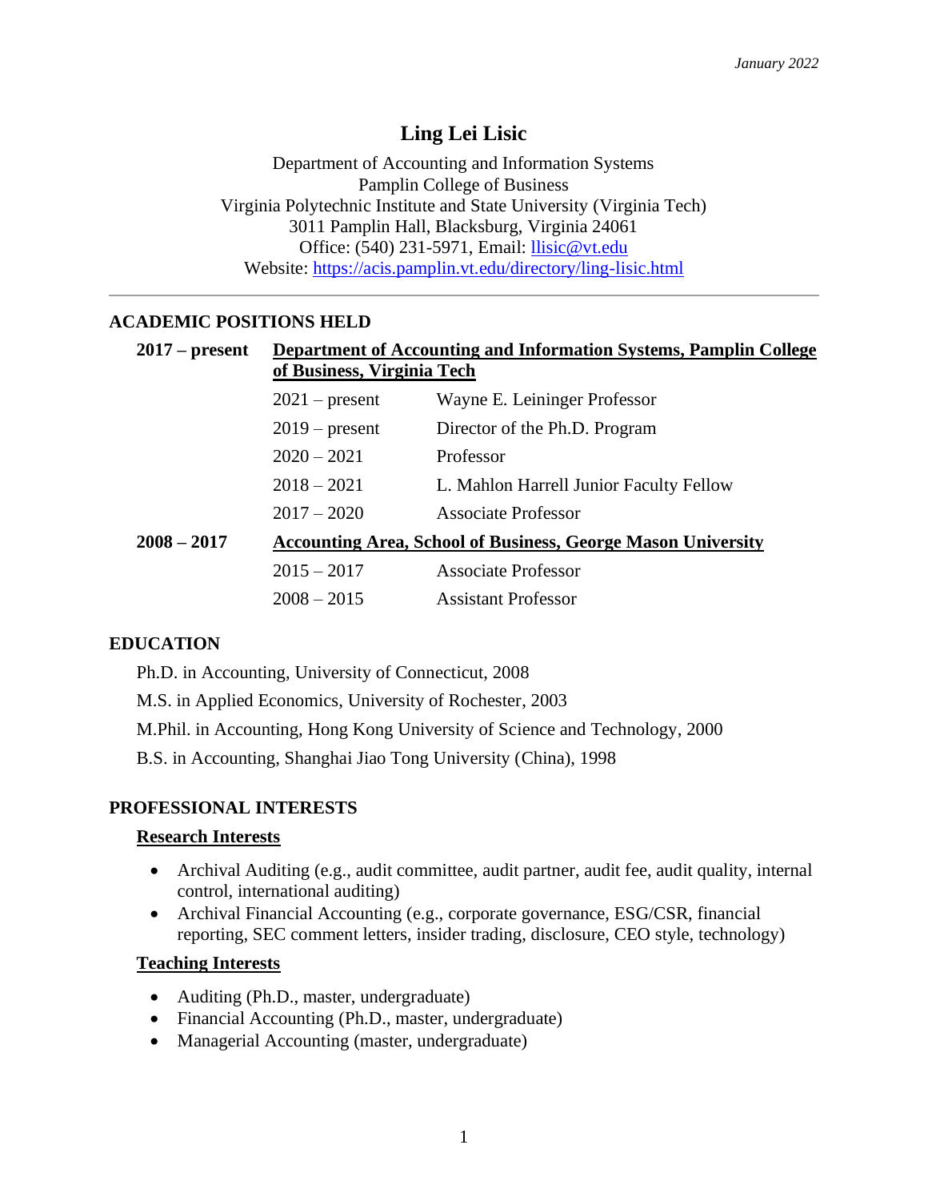*January 2022*

# Ling Lei Lisic

Department of Accounting and Information Systems
Pamplin College of Business
Virginia Polytechnic Institute and State University (Virginia Tech)
3011 Pamplin Hall, Blacksburg, Virginia 24061
Office: (540) 231-5971, Email: llisic@vt.edu
Website: https://acis.pamplin.vt.edu/directory/ling-lisic.html

---

## ACADEMIC POSITIONS HELD

**2017 – present** **Department of Accounting and Information Systems, Pamplin College of Business, Virginia Tech**

| | |
|---|---|
| 2021 – present | Wayne E. Leininger Professor |
| 2019 – present | Director of the Ph.D. Program |
| 2020 – 2021 | Professor |
| 2018 – 2021 | L. Mahlon Harrell Junior Faculty Fellow |
| 2017 – 2020 | Associate Professor |

**2008 – 2017** **Accounting Area, School of Business, George Mason University**

| | |
|---|---|
| 2015 – 2017 | Associate Professor |
| 2008 – 2015 | Assistant Professor |

## EDUCATION

Ph.D. in Accounting, University of Connecticut, 2008

M.S. in Applied Economics, University of Rochester, 2003

M.Phil. in Accounting, Hong Kong University of Science and Technology, 2000

B.S. in Accounting, Shanghai Jiao Tong University (China), 1998

## PROFESSIONAL INTERESTS

### Research Interests

- Archival Auditing (e.g., audit committee, audit partner, audit fee, audit quality, internal control, international auditing)
- Archival Financial Accounting (e.g., corporate governance, ESG/CSR, financial reporting, SEC comment letters, insider trading, disclosure, CEO style, technology)

### Teaching Interests

- Auditing (Ph.D., master, undergraduate)
- Financial Accounting (Ph.D., master, undergraduate)
- Managerial Accounting (master, undergraduate)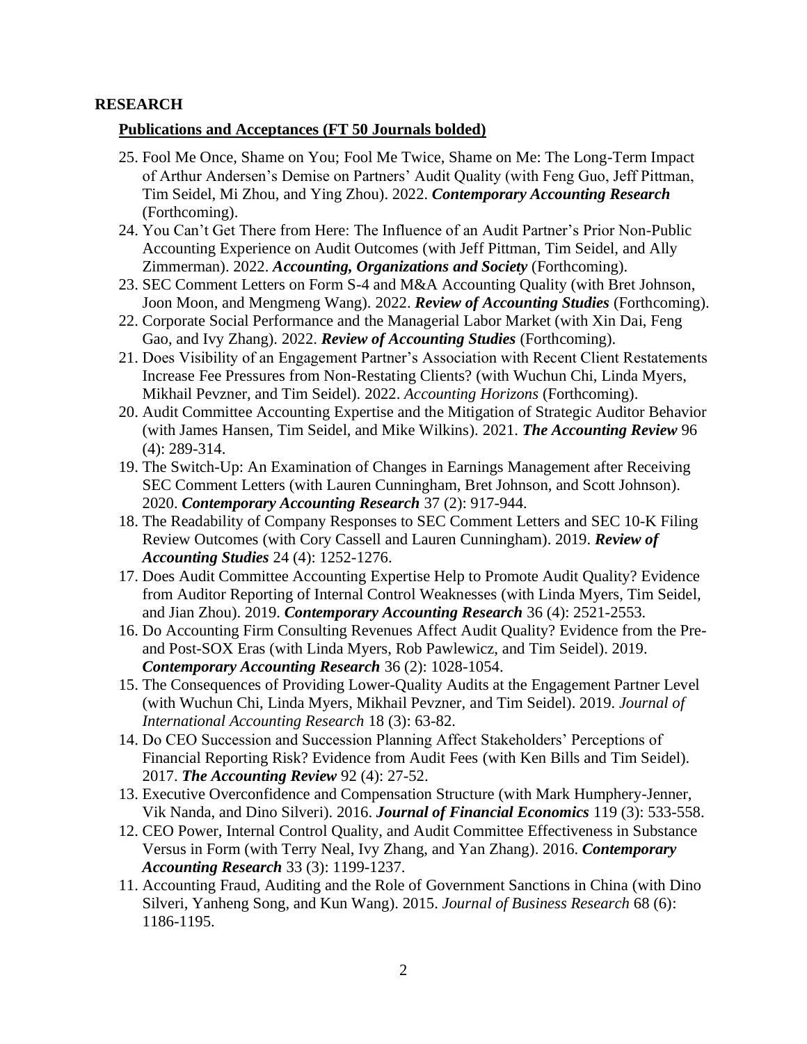## RESEARCH

### Publications and Acceptances (FT 50 Journals bolded)

25. Fool Me Once, Shame on You; Fool Me Twice, Shame on Me: The Long-Term Impact of Arthur Andersen's Demise on Partners' Audit Quality (with Feng Guo, Jeff Pittman, Tim Seidel, Mi Zhou, and Ying Zhou). 2022. ***Contemporary Accounting Research*** (Forthcoming).
24. You Can't Get There from Here: The Influence of an Audit Partner's Prior Non-Public Accounting Experience on Audit Outcomes (with Jeff Pittman, Tim Seidel, and Ally Zimmerman). 2022. ***Accounting, Organizations and Society*** (Forthcoming).
23. SEC Comment Letters on Form S-4 and M&A Accounting Quality (with Bret Johnson, Joon Moon, and Mengmeng Wang). 2022. ***Review of Accounting Studies*** (Forthcoming).
22. Corporate Social Performance and the Managerial Labor Market (with Xin Dai, Feng Gao, and Ivy Zhang). 2022. ***Review of Accounting Studies*** (Forthcoming).
21. Does Visibility of an Engagement Partner's Association with Recent Client Restatements Increase Fee Pressures from Non-Restating Clients? (with Wuchun Chi, Linda Myers, Mikhail Pevzner, and Tim Seidel). 2022. *Accounting Horizons* (Forthcoming).
20. Audit Committee Accounting Expertise and the Mitigation of Strategic Auditor Behavior (with James Hansen, Tim Seidel, and Mike Wilkins). 2021. ***The Accounting Review*** 96 (4): 289-314.
19. The Switch-Up: An Examination of Changes in Earnings Management after Receiving SEC Comment Letters (with Lauren Cunningham, Bret Johnson, and Scott Johnson). 2020. ***Contemporary Accounting Research*** 37 (2): 917-944.
18. The Readability of Company Responses to SEC Comment Letters and SEC 10-K Filing Review Outcomes (with Cory Cassell and Lauren Cunningham). 2019. ***Review of Accounting Studies*** 24 (4): 1252-1276.
17. Does Audit Committee Accounting Expertise Help to Promote Audit Quality? Evidence from Auditor Reporting of Internal Control Weaknesses (with Linda Myers, Tim Seidel, and Jian Zhou). 2019. ***Contemporary Accounting Research*** 36 (4): 2521-2553.
16. Do Accounting Firm Consulting Revenues Affect Audit Quality? Evidence from the Pre- and Post-SOX Eras (with Linda Myers, Rob Pawlewicz, and Tim Seidel). 2019. ***Contemporary Accounting Research*** 36 (2): 1028-1054.
15. The Consequences of Providing Lower-Quality Audits at the Engagement Partner Level (with Wuchun Chi, Linda Myers, Mikhail Pevzner, and Tim Seidel). 2019. *Journal of International Accounting Research* 18 (3): 63-82.
14. Do CEO Succession and Succession Planning Affect Stakeholders' Perceptions of Financial Reporting Risk? Evidence from Audit Fees (with Ken Bills and Tim Seidel). 2017. ***The Accounting Review*** 92 (4): 27-52.
13. Executive Overconfidence and Compensation Structure (with Mark Humphery-Jenner, Vik Nanda, and Dino Silveri). 2016. ***Journal of Financial Economics*** 119 (3): 533-558.
12. CEO Power, Internal Control Quality, and Audit Committee Effectiveness in Substance Versus in Form (with Terry Neal, Ivy Zhang, and Yan Zhang). 2016. ***Contemporary Accounting Research*** 33 (3): 1199-1237.
11. Accounting Fraud, Auditing and the Role of Government Sanctions in China (with Dino Silveri, Yanheng Song, and Kun Wang). 2015. *Journal of Business Research* 68 (6): 1186-1195.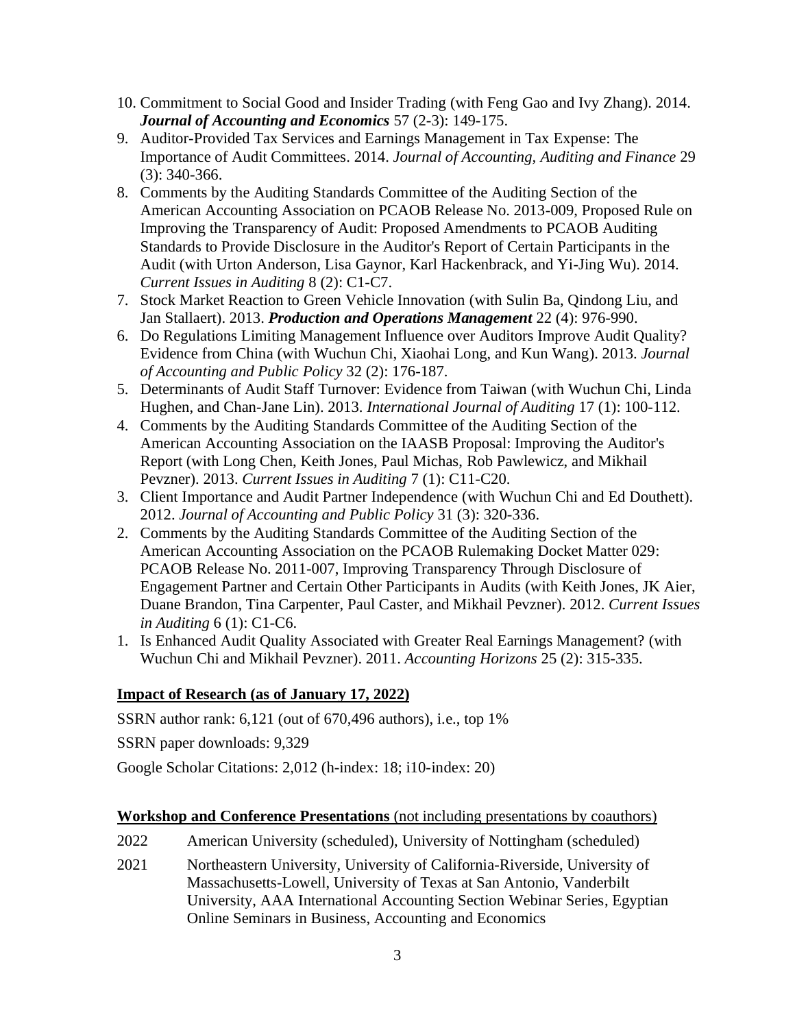10. Commitment to Social Good and Insider Trading (with Feng Gao and Ivy Zhang). 2014. ***Journal of Accounting and Economics*** 57 (2-3): 149-175.
9. Auditor-Provided Tax Services and Earnings Management in Tax Expense: The Importance of Audit Committees. 2014. *Journal of Accounting, Auditing and Finance* 29 (3): 340-366.
8. Comments by the Auditing Standards Committee of the Auditing Section of the American Accounting Association on PCAOB Release No. 2013-009, Proposed Rule on Improving the Transparency of Audit: Proposed Amendments to PCAOB Auditing Standards to Provide Disclosure in the Auditor's Report of Certain Participants in the Audit (with Urton Anderson, Lisa Gaynor, Karl Hackenbrack, and Yi-Jing Wu). 2014. *Current Issues in Auditing* 8 (2): C1-C7.
7. Stock Market Reaction to Green Vehicle Innovation (with Sulin Ba, Qindong Liu, and Jan Stallaert). 2013. ***Production and Operations Management*** 22 (4): 976-990.
6. Do Regulations Limiting Management Influence over Auditors Improve Audit Quality? Evidence from China (with Wuchun Chi, Xiaohai Long, and Kun Wang). 2013. *Journal of Accounting and Public Policy* 32 (2): 176-187.
5. Determinants of Audit Staff Turnover: Evidence from Taiwan (with Wuchun Chi, Linda Hughen, and Chan-Jane Lin). 2013. *International Journal of Auditing* 17 (1): 100-112.
4. Comments by the Auditing Standards Committee of the Auditing Section of the American Accounting Association on the IAASB Proposal: Improving the Auditor's Report (with Long Chen, Keith Jones, Paul Michas, Rob Pawlewicz, and Mikhail Pevzner). 2013. *Current Issues in Auditing* 7 (1): C11-C20.
3. Client Importance and Audit Partner Independence (with Wuchun Chi and Ed Douthett). 2012. *Journal of Accounting and Public Policy* 31 (3): 320-336.
2. Comments by the Auditing Standards Committee of the Auditing Section of the American Accounting Association on the PCAOB Rulemaking Docket Matter 029: PCAOB Release No. 2011-007, Improving Transparency Through Disclosure of Engagement Partner and Certain Other Participants in Audits (with Keith Jones, JK Aier, Duane Brandon, Tina Carpenter, Paul Caster, and Mikhail Pevzner). 2012. *Current Issues in Auditing* 6 (1): C1-C6.
1. Is Enhanced Audit Quality Associated with Greater Real Earnings Management? (with Wuchun Chi and Mikhail Pevzner). 2011. *Accounting Horizons* 25 (2): 315-335.

## Impact of Research (as of January 17, 2022)

SSRN author rank: 6,121 (out of 670,496 authors), i.e., top 1%

SSRN paper downloads: 9,329

Google Scholar Citations: 2,012 (h-index: 18; i10-index: 20)

## Workshop and Conference Presentations (not including presentations by coauthors)

2022 American University (scheduled), University of Nottingham (scheduled)

2021 Northeastern University, University of California-Riverside, University of Massachusetts-Lowell, University of Texas at San Antonio, Vanderbilt University, AAA International Accounting Section Webinar Series, Egyptian Online Seminars in Business, Accounting and Economics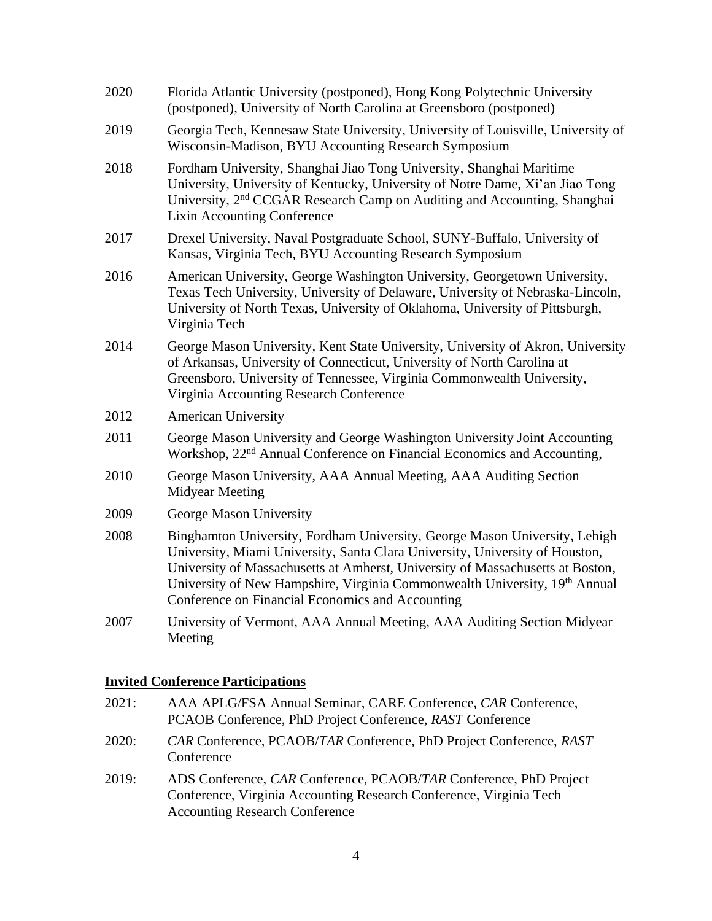2020 Florida Atlantic University (postponed), Hong Kong Polytechnic University (postponed), University of North Carolina at Greensboro (postponed)

2019 Georgia Tech, Kennesaw State University, University of Louisville, University of Wisconsin-Madison, BYU Accounting Research Symposium

2018 Fordham University, Shanghai Jiao Tong University, Shanghai Maritime University, University of Kentucky, University of Notre Dame, Xi'an Jiao Tong University, 2nd CCGAR Research Camp on Auditing and Accounting, Shanghai Lixin Accounting Conference

2017 Drexel University, Naval Postgraduate School, SUNY-Buffalo, University of Kansas, Virginia Tech, BYU Accounting Research Symposium

2016 American University, George Washington University, Georgetown University, Texas Tech University, University of Delaware, University of Nebraska-Lincoln, University of North Texas, University of Oklahoma, University of Pittsburgh, Virginia Tech

2014 George Mason University, Kent State University, University of Akron, University of Arkansas, University of Connecticut, University of North Carolina at Greensboro, University of Tennessee, Virginia Commonwealth University, Virginia Accounting Research Conference

2012 American University

2011 George Mason University and George Washington University Joint Accounting Workshop, 22nd Annual Conference on Financial Economics and Accounting,

2010 George Mason University, AAA Annual Meeting, AAA Auditing Section Midyear Meeting

2009 George Mason University

2008 Binghamton University, Fordham University, George Mason University, Lehigh University, Miami University, Santa Clara University, University of Houston, University of Massachusetts at Amherst, University of Massachusetts at Boston, University of New Hampshire, Virginia Commonwealth University, 19th Annual Conference on Financial Economics and Accounting

2007 University of Vermont, AAA Annual Meeting, AAA Auditing Section Midyear Meeting

## Invited Conference Participations

2021: AAA APLG/FSA Annual Seminar, CARE Conference, *CAR* Conference, PCAOB Conference, PhD Project Conference, *RAST* Conference

2020: *CAR* Conference, PCAOB/*TAR* Conference, PhD Project Conference, *RAST* Conference

2019: ADS Conference, *CAR* Conference, PCAOB/*TAR* Conference, PhD Project Conference, Virginia Accounting Research Conference, Virginia Tech Accounting Research Conference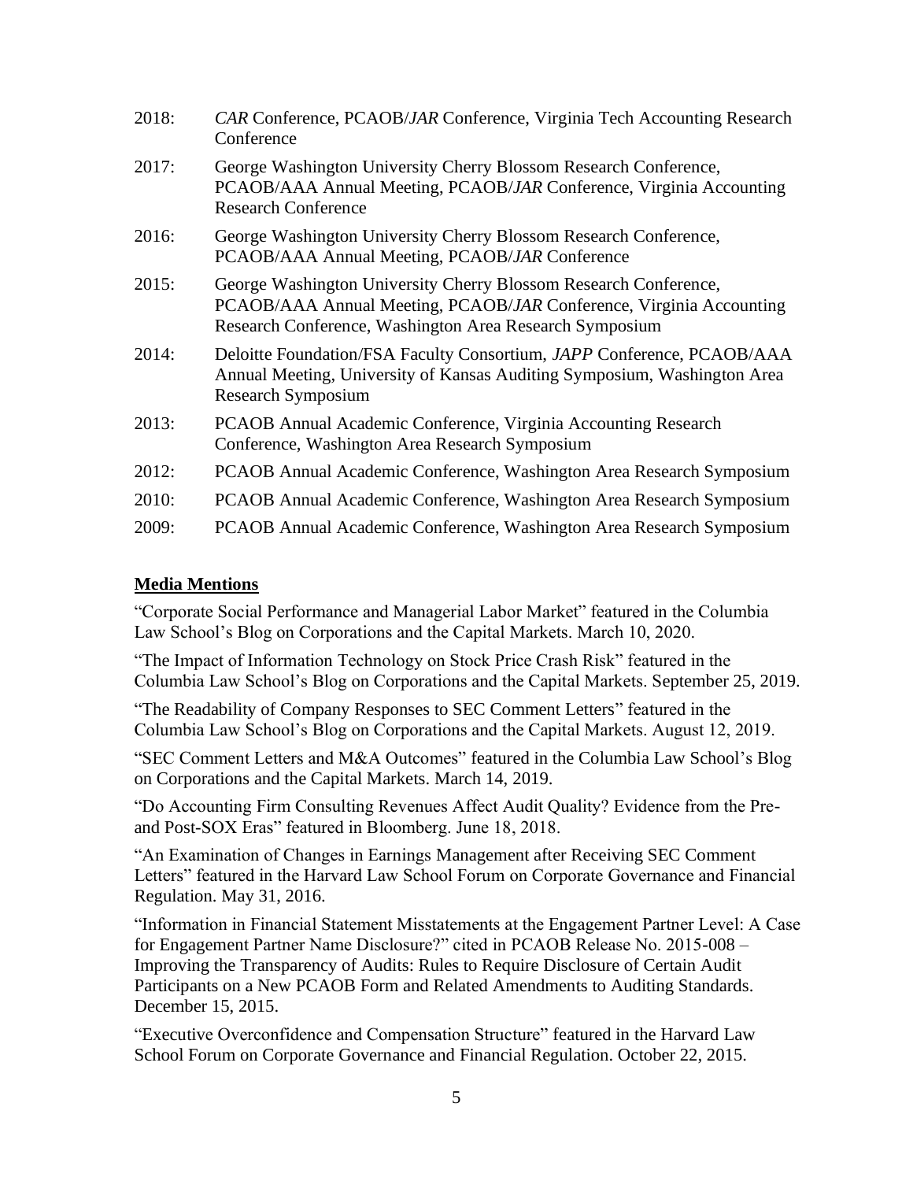2018: *CAR* Conference, PCAOB/*JAR* Conference, Virginia Tech Accounting Research Conference

2017: George Washington University Cherry Blossom Research Conference, PCAOB/AAA Annual Meeting, PCAOB/*JAR* Conference, Virginia Accounting Research Conference

2016: George Washington University Cherry Blossom Research Conference, PCAOB/AAA Annual Meeting, PCAOB/*JAR* Conference

2015: George Washington University Cherry Blossom Research Conference, PCAOB/AAA Annual Meeting, PCAOB/*JAR* Conference, Virginia Accounting Research Conference, Washington Area Research Symposium

2014: Deloitte Foundation/FSA Faculty Consortium, *JAPP* Conference, PCAOB/AAA Annual Meeting, University of Kansas Auditing Symposium, Washington Area Research Symposium

2013: PCAOB Annual Academic Conference, Virginia Accounting Research Conference, Washington Area Research Symposium

2012: PCAOB Annual Academic Conference, Washington Area Research Symposium

2010: PCAOB Annual Academic Conference, Washington Area Research Symposium

2009: PCAOB Annual Academic Conference, Washington Area Research Symposium

## **Media Mentions**

"Corporate Social Performance and Managerial Labor Market" featured in the Columbia Law School's Blog on Corporations and the Capital Markets. March 10, 2020.

"The Impact of Information Technology on Stock Price Crash Risk" featured in the Columbia Law School's Blog on Corporations and the Capital Markets. September 25, 2019.

"The Readability of Company Responses to SEC Comment Letters" featured in the Columbia Law School's Blog on Corporations and the Capital Markets. August 12, 2019.

"SEC Comment Letters and M&A Outcomes" featured in the Columbia Law School's Blog on Corporations and the Capital Markets. March 14, 2019.

"Do Accounting Firm Consulting Revenues Affect Audit Quality? Evidence from the Pre- and Post-SOX Eras" featured in Bloomberg. June 18, 2018.

"An Examination of Changes in Earnings Management after Receiving SEC Comment Letters" featured in the Harvard Law School Forum on Corporate Governance and Financial Regulation. May 31, 2016.

"Information in Financial Statement Misstatements at the Engagement Partner Level: A Case for Engagement Partner Name Disclosure?" cited in PCAOB Release No. 2015-008 – Improving the Transparency of Audits: Rules to Require Disclosure of Certain Audit Participants on a New PCAOB Form and Related Amendments to Auditing Standards. December 15, 2015.

"Executive Overconfidence and Compensation Structure" featured in the Harvard Law School Forum on Corporate Governance and Financial Regulation. October 22, 2015.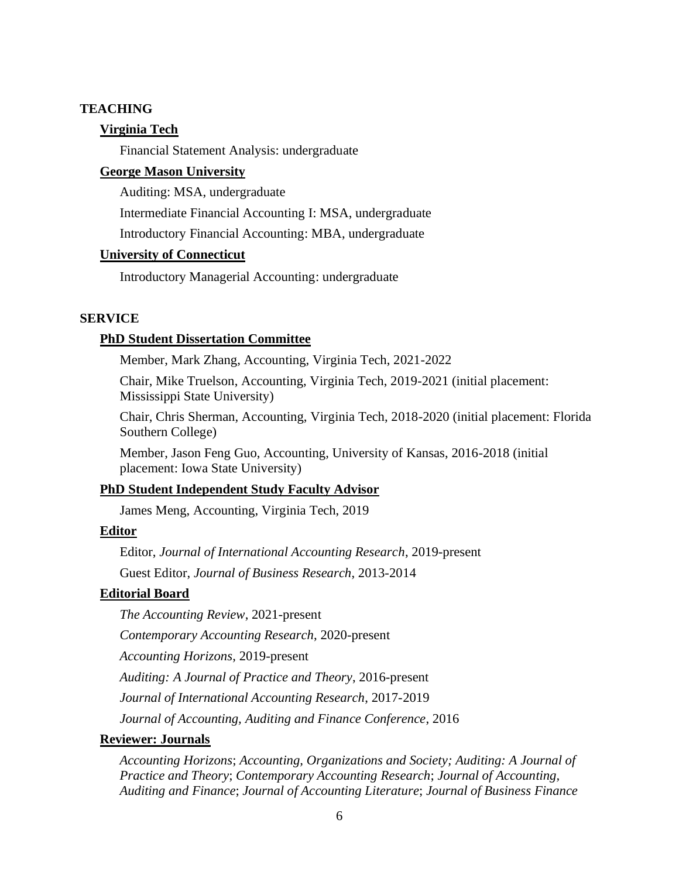## TEACHING

### Virginia Tech

Financial Statement Analysis: undergraduate

### George Mason University

Auditing: MSA, undergraduate

Intermediate Financial Accounting I: MSA, undergraduate

Introductory Financial Accounting: MBA, undergraduate

### University of Connecticut

Introductory Managerial Accounting: undergraduate

## SERVICE

### PhD Student Dissertation Committee

Member, Mark Zhang, Accounting, Virginia Tech, 2021-2022

Chair, Mike Truelson, Accounting, Virginia Tech, 2019-2021 (initial placement: Mississippi State University)

Chair, Chris Sherman, Accounting, Virginia Tech, 2018-2020 (initial placement: Florida Southern College)

Member, Jason Feng Guo, Accounting, University of Kansas, 2016-2018 (initial placement: Iowa State University)

### PhD Student Independent Study Faculty Advisor

James Meng, Accounting, Virginia Tech, 2019

### Editor

Editor, *Journal of International Accounting Research*, 2019-present

Guest Editor, *Journal of Business Research*, 2013-2014

### Editorial Board

*The Accounting Review*, 2021-present

*Contemporary Accounting Research*, 2020-present

*Accounting Horizons*, 2019-present

*Auditing: A Journal of Practice and Theory*, 2016-present

*Journal of International Accounting Research*, 2017-2019

*Journal of Accounting, Auditing and Finance Conference*, 2016

### Reviewer: Journals

*Accounting Horizons*; *Accounting, Organizations and Society; Auditing: A Journal of Practice and Theory*; *Contemporary Accounting Research*; *Journal of Accounting, Auditing and Finance*; *Journal of Accounting Literature*; *Journal of Business Finance*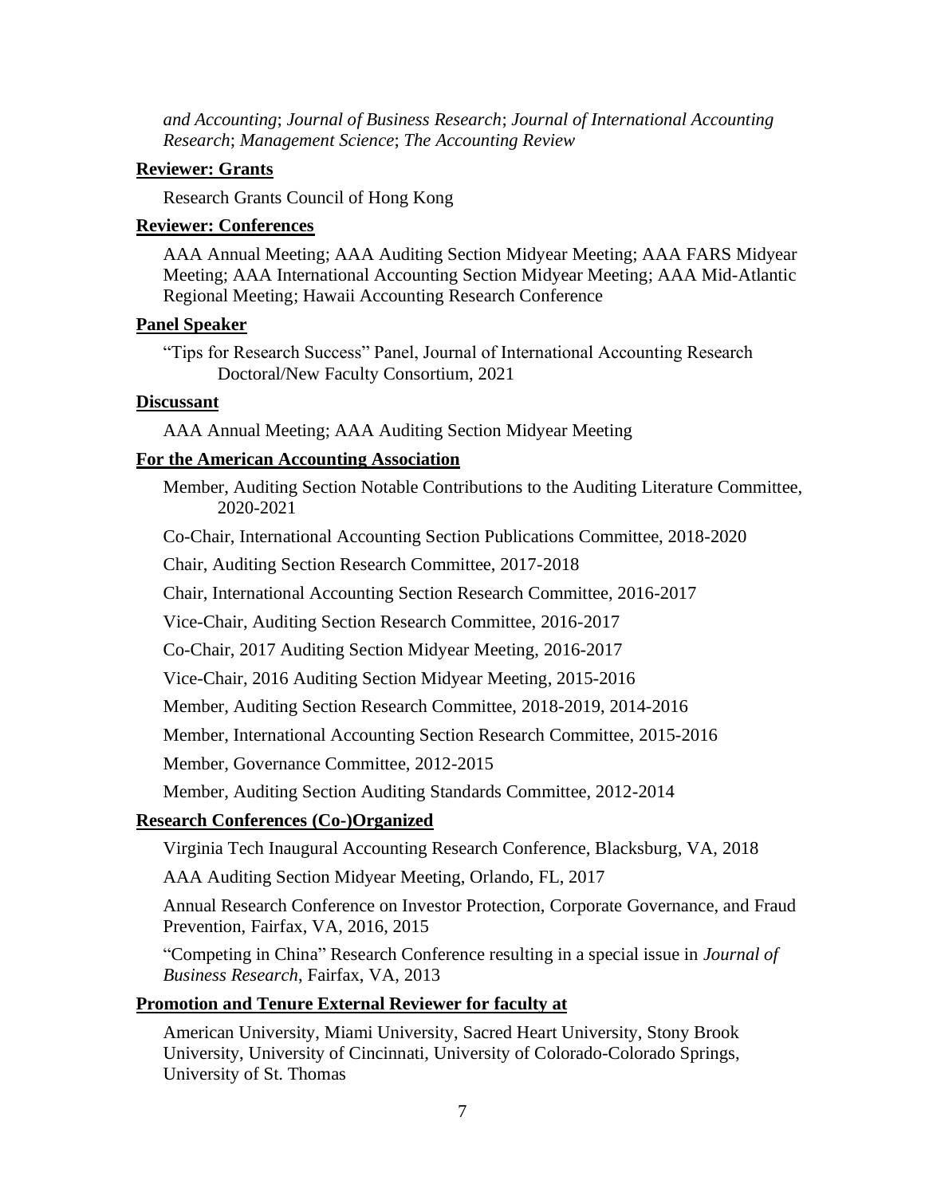*and Accounting*; *Journal of Business Research*; *Journal of International Accounting Research*; *Management Science*; *The Accounting Review*

**Reviewer: Grants**

Research Grants Council of Hong Kong

**Reviewer: Conferences**

AAA Annual Meeting; AAA Auditing Section Midyear Meeting; AAA FARS Midyear Meeting; AAA International Accounting Section Midyear Meeting; AAA Mid-Atlantic Regional Meeting; Hawaii Accounting Research Conference

**Panel Speaker**

"Tips for Research Success" Panel, Journal of International Accounting Research Doctoral/New Faculty Consortium, 2021

**Discussant**

AAA Annual Meeting; AAA Auditing Section Midyear Meeting

**For the American Accounting Association**

Member, Auditing Section Notable Contributions to the Auditing Literature Committee, 2020-2021

Co-Chair, International Accounting Section Publications Committee, 2018-2020

Chair, Auditing Section Research Committee, 2017-2018

Chair, International Accounting Section Research Committee, 2016-2017

Vice-Chair, Auditing Section Research Committee, 2016-2017

Co-Chair, 2017 Auditing Section Midyear Meeting, 2016-2017

Vice-Chair, 2016 Auditing Section Midyear Meeting, 2015-2016

Member, Auditing Section Research Committee, 2018-2019, 2014-2016

Member, International Accounting Section Research Committee, 2015-2016

Member, Governance Committee, 2012-2015

Member, Auditing Section Auditing Standards Committee, 2012-2014

**Research Conferences (Co-)Organized**

Virginia Tech Inaugural Accounting Research Conference, Blacksburg, VA, 2018

AAA Auditing Section Midyear Meeting, Orlando, FL, 2017

Annual Research Conference on Investor Protection, Corporate Governance, and Fraud Prevention, Fairfax, VA, 2016, 2015

"Competing in China" Research Conference resulting in a special issue in *Journal of Business Research*, Fairfax, VA, 2013

**Promotion and Tenure External Reviewer for faculty at**

American University, Miami University, Sacred Heart University, Stony Brook University, University of Cincinnati, University of Colorado-Colorado Springs, University of St. Thomas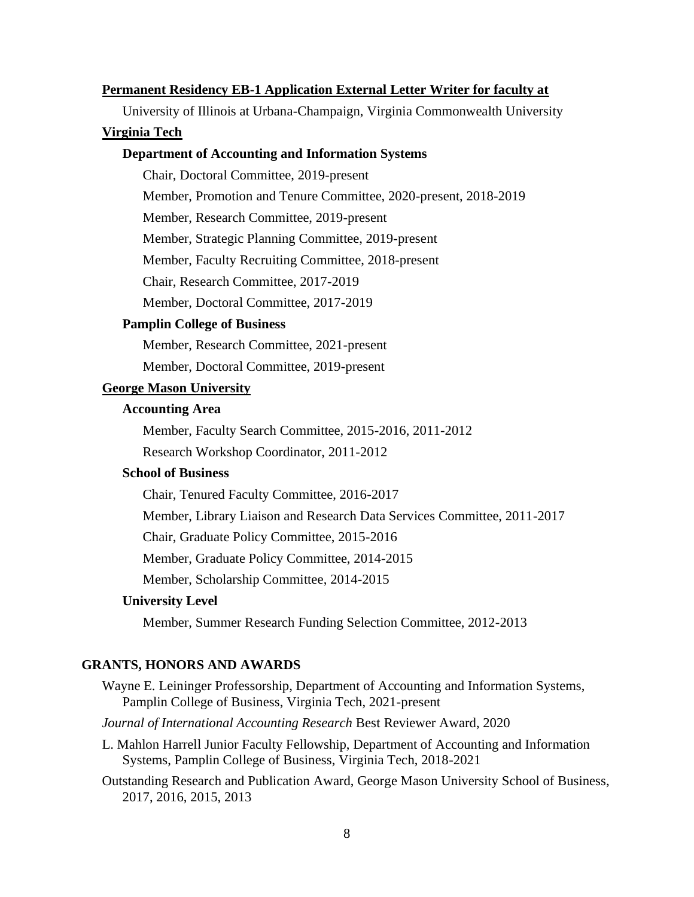**Permanent Residency EB-1 Application External Letter Writer for faculty at**

University of Illinois at Urbana-Champaign, Virginia Commonwealth University

**Virginia Tech**

**Department of Accounting and Information Systems**

Chair, Doctoral Committee, 2019-present

Member, Promotion and Tenure Committee, 2020-present, 2018-2019

Member, Research Committee, 2019-present

Member, Strategic Planning Committee, 2019-present

Member, Faculty Recruiting Committee, 2018-present

Chair, Research Committee, 2017-2019

Member, Doctoral Committee, 2017-2019

**Pamplin College of Business**

Member, Research Committee, 2021-present

Member, Doctoral Committee, 2019-present

**George Mason University**

**Accounting Area**

Member, Faculty Search Committee, 2015-2016, 2011-2012

Research Workshop Coordinator, 2011-2012

**School of Business**

Chair, Tenured Faculty Committee, 2016-2017

Member, Library Liaison and Research Data Services Committee, 2011-2017

Chair, Graduate Policy Committee, 2015-2016

Member, Graduate Policy Committee, 2014-2015

Member, Scholarship Committee, 2014-2015

**University Level**

Member, Summer Research Funding Selection Committee, 2012-2013

## GRANTS, HONORS AND AWARDS

Wayne E. Leininger Professorship, Department of Accounting and Information Systems, Pamplin College of Business, Virginia Tech, 2021-present

*Journal of International Accounting Research* Best Reviewer Award, 2020

L. Mahlon Harrell Junior Faculty Fellowship, Department of Accounting and Information Systems, Pamplin College of Business, Virginia Tech, 2018-2021

Outstanding Research and Publication Award, George Mason University School of Business, 2017, 2016, 2015, 2013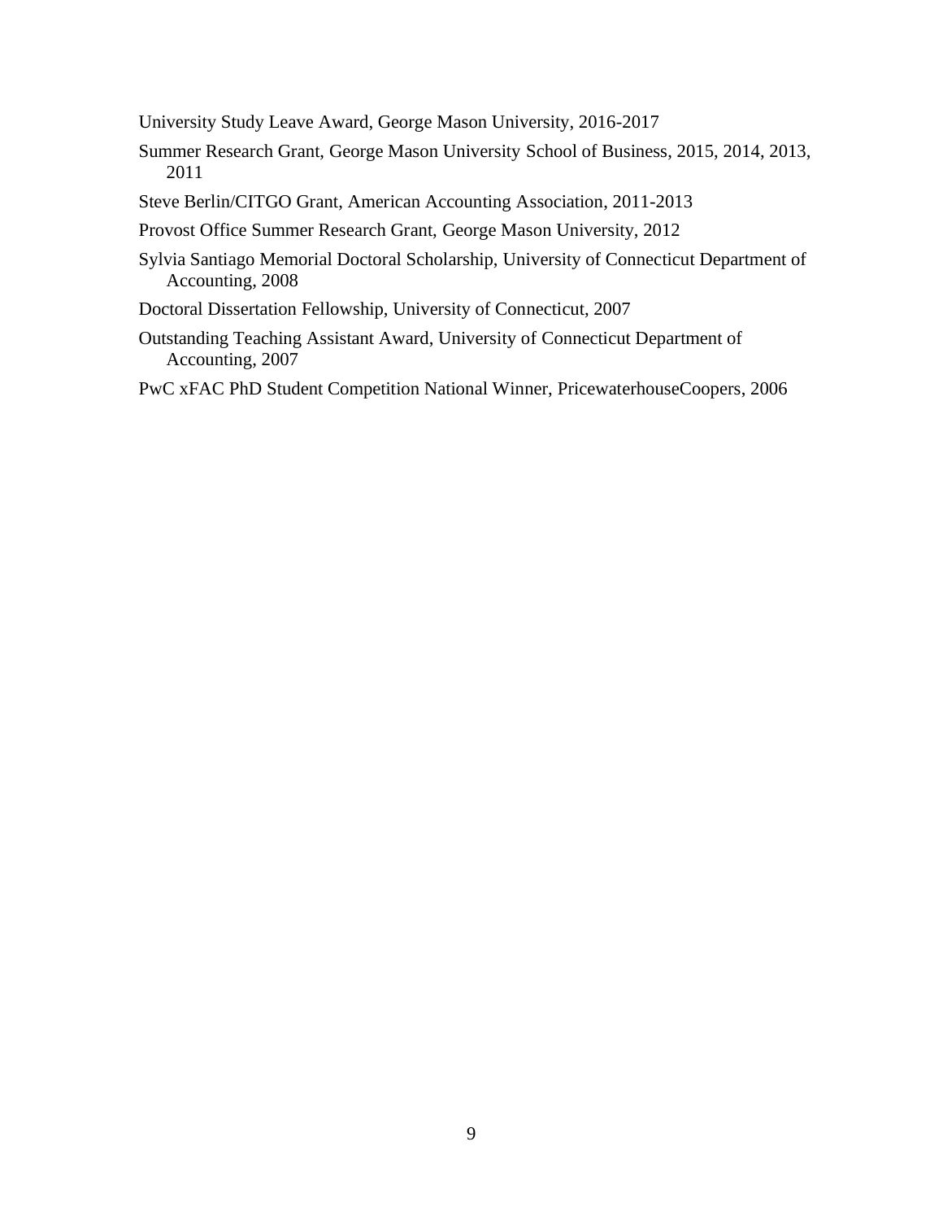University Study Leave Award, George Mason University, 2016-2017

Summer Research Grant, George Mason University School of Business, 2015, 2014, 2013, 2011

Steve Berlin/CITGO Grant, American Accounting Association, 2011-2013

Provost Office Summer Research Grant, George Mason University, 2012

Sylvia Santiago Memorial Doctoral Scholarship, University of Connecticut Department of Accounting, 2008

Doctoral Dissertation Fellowship, University of Connecticut, 2007

Outstanding Teaching Assistant Award, University of Connecticut Department of Accounting, 2007

PwC xFAC PhD Student Competition National Winner, PricewaterhouseCoopers, 2006